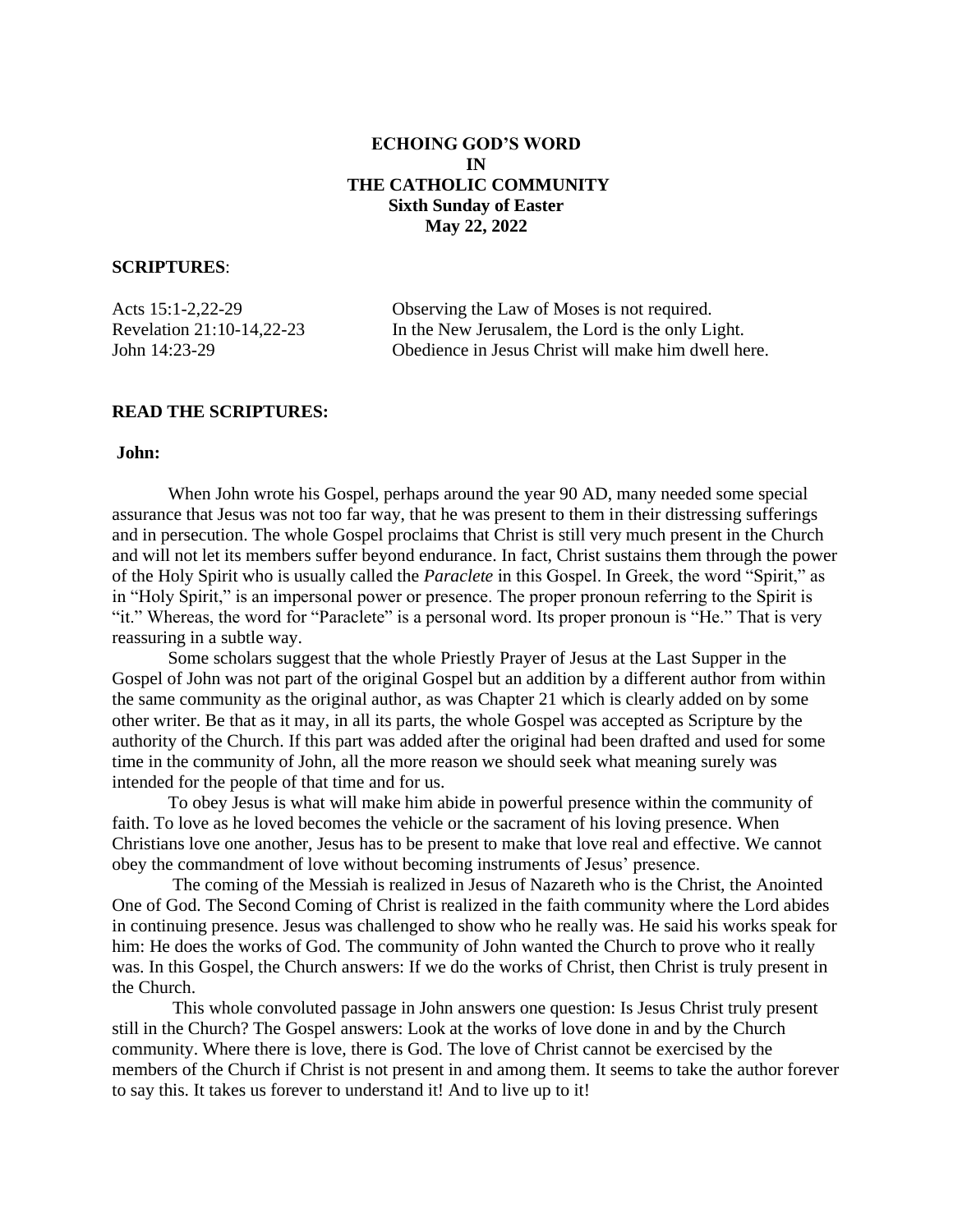# ECHOING GOD'S WORD IN THE CATHOLIC COMMUNITY

**Sixth Sunday of Easter**
**May 22, 2022**

**SCRIPTURES**:

| | |
|---|---|
| Acts 15:1-2,22-29 | Observing the Law of Moses is not required. |
| Revelation 21:10-14,22-23 | In the New Jerusalem, the Lord is the only Light. |
| John 14:23-29 | Obedience in Jesus Christ will make him dwell here. |

**READ THE SCRIPTURES:**

**John:**

When John wrote his Gospel, perhaps around the year 90 AD, many needed some special assurance that Jesus was not too far way, that he was present to them in their distressing sufferings and in persecution. The whole Gospel proclaims that Christ is still very much present in the Church and will not let its members suffer beyond endurance. In fact, Christ sustains them through the power of the Holy Spirit who is usually called the *Paraclete* in this Gospel. In Greek, the word "Spirit," as in "Holy Spirit," is an impersonal power or presence. The proper pronoun referring to the Spirit is "it." Whereas, the word for "Paraclete" is a personal word. Its proper pronoun is "He." That is very reassuring in a subtle way.

Some scholars suggest that the whole Priestly Prayer of Jesus at the Last Supper in the Gospel of John was not part of the original Gospel but an addition by a different author from within the same community as the original author, as was Chapter 21 which is clearly added on by some other writer. Be that as it may, in all its parts, the whole Gospel was accepted as Scripture by the authority of the Church. If this part was added after the original had been drafted and used for some time in the community of John, all the more reason we should seek what meaning surely was intended for the people of that time and for us.

To obey Jesus is what will make him abide in powerful presence within the community of faith. To love as he loved becomes the vehicle or the sacrament of his loving presence. When Christians love one another, Jesus has to be present to make that love real and effective. We cannot obey the commandment of love without becoming instruments of Jesus' presence.

The coming of the Messiah is realized in Jesus of Nazareth who is the Christ, the Anointed One of God. The Second Coming of Christ is realized in the faith community where the Lord abides in continuing presence. Jesus was challenged to show who he really was. He said his works speak for him: He does the works of God. The community of John wanted the Church to prove who it really was. In this Gospel, the Church answers: If we do the works of Christ, then Christ is truly present in the Church.

This whole convoluted passage in John answers one question: Is Jesus Christ truly present still in the Church? The Gospel answers: Look at the works of love done in and by the Church community. Where there is love, there is God. The love of Christ cannot be exercised by the members of the Church if Christ is not present in and among them. It seems to take the author forever to say this. It takes us forever to understand it! And to live up to it!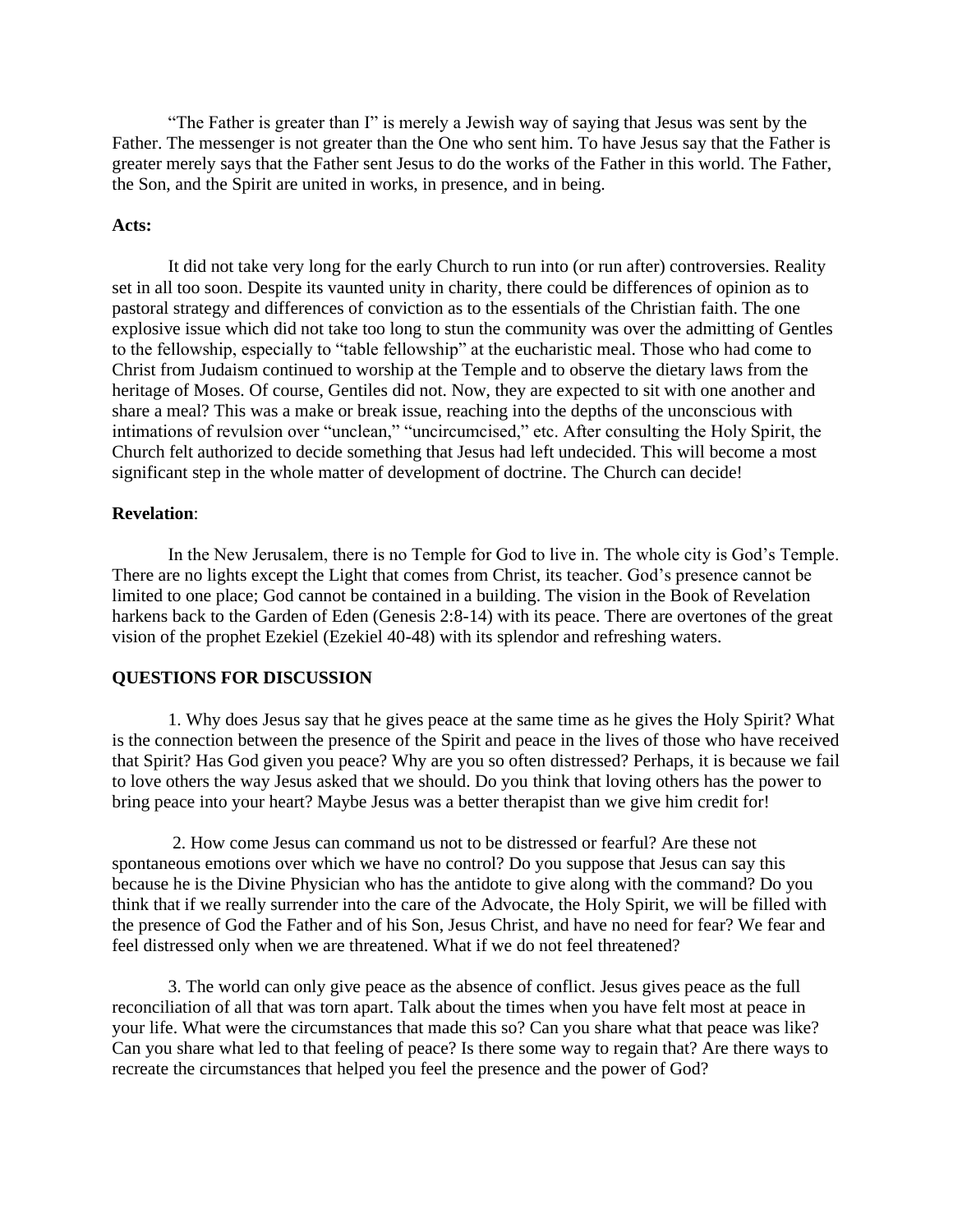"The Father is greater than I" is merely a Jewish way of saying that Jesus was sent by the Father. The messenger is not greater than the One who sent him. To have Jesus say that the Father is greater merely says that the Father sent Jesus to do the works of the Father in this world. The Father, the Son, and the Spirit are united in works, in presence, and in being.

**Acts:**

It did not take very long for the early Church to run into (or run after) controversies. Reality set in all too soon. Despite its vaunted unity in charity, there could be differences of opinion as to pastoral strategy and differences of conviction as to the essentials of the Christian faith. The one explosive issue which did not take too long to stun the community was over the admitting of Gentiles to the fellowship, especially to "table fellowship" at the eucharistic meal. Those who had come to Christ from Judaism continued to worship at the Temple and to observe the dietary laws from the heritage of Moses. Of course, Gentiles did not. Now, they are expected to sit with one another and share a meal? This was a make or break issue, reaching into the depths of the unconscious with intimations of revulsion over "unclean," "uncircumcised," etc. After consulting the Holy Spirit, the Church felt authorized to decide something that Jesus had left undecided. This will become a most significant step in the whole matter of development of doctrine. The Church can decide!

**Revelation**:

In the New Jerusalem, there is no Temple for God to live in. The whole city is God's Temple. There are no lights except the Light that comes from Christ, its teacher. God's presence cannot be limited to one place; God cannot be contained in a building. The vision in the Book of Revelation harkens back to the Garden of Eden (Genesis 2:8-14) with its peace. There are overtones of the great vision of the prophet Ezekiel (Ezekiel 40-48) with its splendor and refreshing waters.

**QUESTIONS FOR DISCUSSION**

1. Why does Jesus say that he gives peace at the same time as he gives the Holy Spirit? What is the connection between the presence of the Spirit and peace in the lives of those who have received that Spirit? Has God given you peace? Why are you so often distressed? Perhaps, it is because we fail to love others the way Jesus asked that we should. Do you think that loving others has the power to bring peace into your heart? Maybe Jesus was a better therapist than we give him credit for!

2. How come Jesus can command us not to be distressed or fearful? Are these not spontaneous emotions over which we have no control? Do you suppose that Jesus can say this because he is the Divine Physician who has the antidote to give along with the command? Do you think that if we really surrender into the care of the Advocate, the Holy Spirit, we will be filled with the presence of God the Father and of his Son, Jesus Christ, and have no need for fear? We fear and feel distressed only when we are threatened. What if we do not feel threatened?

3. The world can only give peace as the absence of conflict. Jesus gives peace as the full reconciliation of all that was torn apart. Talk about the times when you have felt most at peace in your life. What were the circumstances that made this so? Can you share what that peace was like? Can you share what led to that feeling of peace? Is there some way to regain that? Are there ways to recreate the circumstances that helped you feel the presence and the power of God?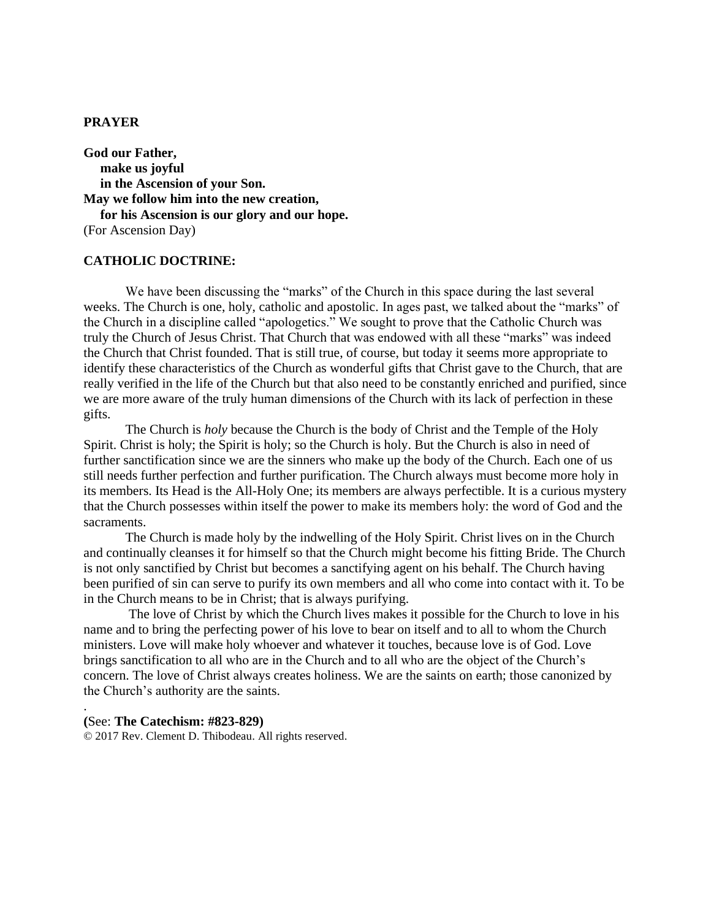**PRAYER**

**God our Father,**
**make us joyful**
**in the Ascension of your Son.**
**May we follow him into the new creation,**
**for his Ascension is our glory and our hope.**
(For Ascension Day)

**CATHOLIC DOCTRINE:**

We have been discussing the "marks" of the Church in this space during the last several weeks. The Church is one, holy, catholic and apostolic. In ages past, we talked about the "marks" of the Church in a discipline called "apologetics." We sought to prove that the Catholic Church was truly the Church of Jesus Christ. That Church that was endowed with all these "marks" was indeed the Church that Christ founded. That is still true, of course, but today it seems more appropriate to identify these characteristics of the Church as wonderful gifts that Christ gave to the Church, that are really verified in the life of the Church but that also need to be constantly enriched and purified, since we are more aware of the truly human dimensions of the Church with its lack of perfection in these gifts.

The Church is *holy* because the Church is the body of Christ and the Temple of the Holy Spirit. Christ is holy; the Spirit is holy; so the Church is holy. But the Church is also in need of further sanctification since we are the sinners who make up the body of the Church. Each one of us still needs further perfection and further purification. The Church always must become more holy in its members. Its Head is the All-Holy One; its members are always perfectible. It is a curious mystery that the Church possesses within itself the power to make its members holy: the word of God and the sacraments.

The Church is made holy by the indwelling of the Holy Spirit. Christ lives on in the Church and continually cleanses it for himself so that the Church might become his fitting Bride. The Church is not only sanctified by Christ but becomes a sanctifying agent on his behalf. The Church having been purified of sin can serve to purify its own members and all who come into contact with it. To be in the Church means to be in Christ; that is always purifying.

The love of Christ by which the Church lives makes it possible for the Church to love in his name and to bring the perfecting power of his love to bear on itself and to all to whom the Church ministers. Love will make holy whoever and whatever it touches, because love is of God. Love brings sanctification to all who are in the Church and to all who are the object of the Church's concern. The love of Christ always creates holiness. We are the saints on earth; those canonized by the Church's authority are the saints.

.

**(**See: **The Catechism: #823-829)**

© 2017 Rev. Clement D. Thibodeau. All rights reserved.